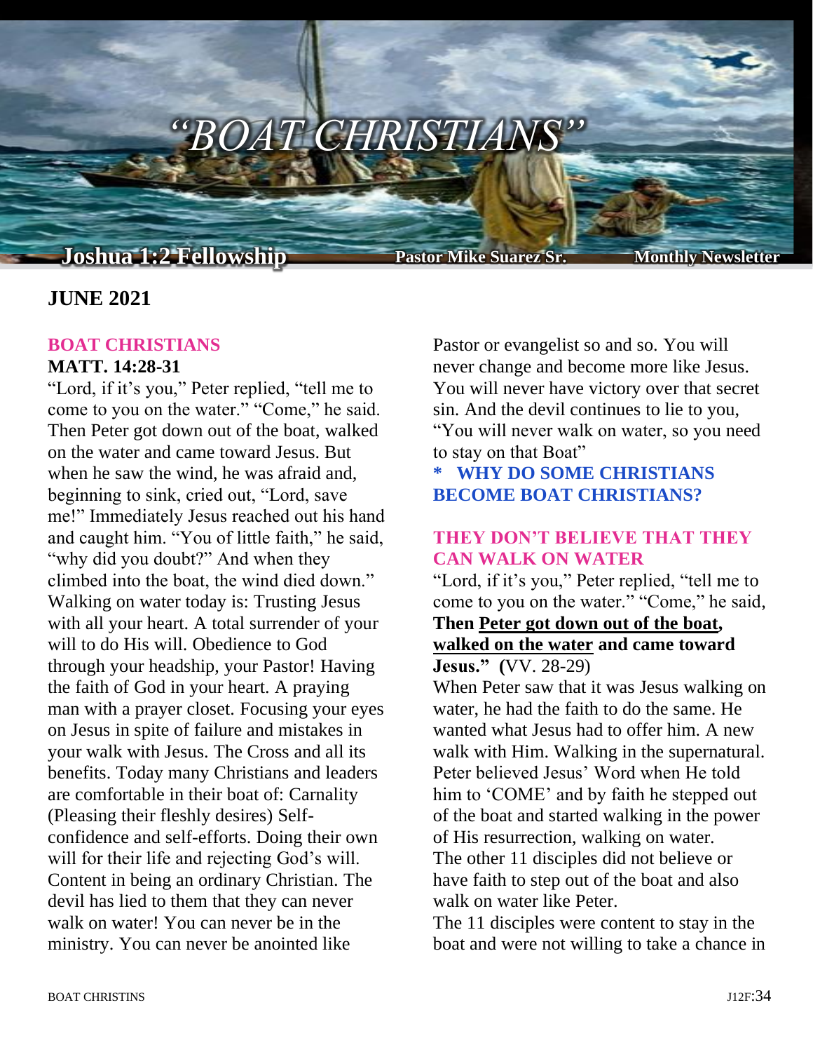# "BOAT CHRISTIANS"

**Joshua 1:2 Fellowship** **Pastor Mike Suarez Sr.** **Monthly Newsletter**

## JUNE 2021

### BOAT CHRISTIANS

**MATT. 14:28-31**

"Lord, if it's you," Peter replied, "tell me to come to you on the water." "Come," he said. Then Peter got down out of the boat, walked on the water and came toward Jesus. But when he saw the wind, he was afraid and, beginning to sink, cried out, "Lord, save me!" Immediately Jesus reached out his hand and caught him. "You of little faith," he said, "why did you doubt?" And when they climbed into the boat, the wind died down."

Walking on water today is: Trusting Jesus with all your heart. A total surrender of your will to do His will. Obedience to God through your headship, your Pastor! Having the faith of God in your heart. A praying man with a prayer closet. Focusing your eyes on Jesus in spite of failure and mistakes in your walk with Jesus. The Cross and all its benefits. Today many Christians and leaders are comfortable in their boat of: Carnality (Pleasing their fleshly desires) Self-confidence and self-efforts. Doing their own will for their life and rejecting God's will. Content in being an ordinary Christian. The devil has lied to them that they can never walk on water! You can never be in the ministry. You can never be anointed like Pastor or evangelist so and so. You will never change and become more like Jesus. You will never have victory over that secret sin. And the devil continues to lie to you, "You will never walk on water, so you need to stay on that Boat"

**\* WHY DO SOME CHRISTIANS BECOME BOAT CHRISTIANS?**

### THEY DON'T BELIEVE THAT THEY CAN WALK ON WATER

"Lord, if it's you," Peter replied, "tell me to come to you on the water." "Come," he said, **Then <u>Peter got down out of the boat,</u> <u>walked on the water</u> and came toward Jesus." (**VV. 28-29)

When Peter saw that it was Jesus walking on water, he had the faith to do the same. He wanted what Jesus had to offer him. A new walk with Him. Walking in the supernatural. Peter believed Jesus' Word when He told him to 'COME' and by faith he stepped out of the boat and started walking in the power of His resurrection, walking on water.

The other 11 disciples did not believe or have faith to step out of the boat and also walk on water like Peter.

The 11 disciples were content to stay in the boat and were not willing to take a chance in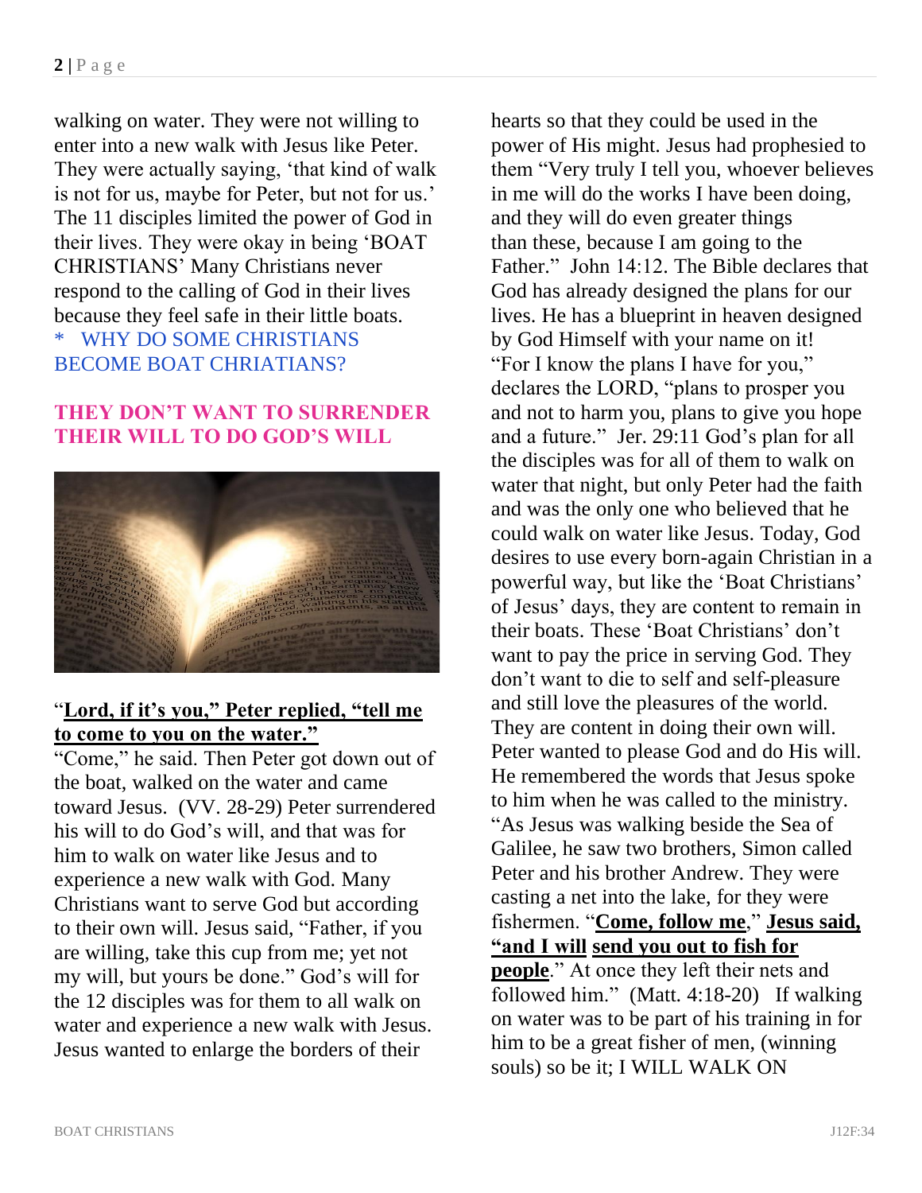walking on water. They were not willing to enter into a new walk with Jesus like Peter. They were actually saying, 'that kind of walk is not for us, maybe for Peter, but not for us.' The 11 disciples limited the power of God in their lives. They were okay in being 'BOAT CHRISTIANS' Many Christians never respond to the calling of God in their lives because they feel safe in their little boats.

* WHY DO SOME CHRISTIANS BECOME BOAT CHRIATIANS?

## THEY DON'T WANT TO SURRENDER THEIR WILL TO DO GOD'S WILL

"**Lord, if it's you," Peter replied, "tell me to come to you on the water."**

"Come," he said. Then Peter got down out of the boat, walked on the water and came toward Jesus. (VV. 28-29) Peter surrendered his will to do God's will, and that was for him to walk on water like Jesus and to experience a new walk with God. Many Christians want to serve God but according to their own will. Jesus said, "Father, if you are willing, take this cup from me; yet not my will, but yours be done." God's will for the 12 disciples was for them to all walk on water and experience a new walk with Jesus. Jesus wanted to enlarge the borders of their hearts so that they could be used in the power of His might. Jesus had prophesied to them "Very truly I tell you, whoever believes in me will do the works I have been doing, and they will do even greater things than these, because I am going to the Father." John 14:12. The Bible declares that God has already designed the plans for our lives. He has a blueprint in heaven designed by God Himself with your name on it! "For I know the plans I have for you," declares the LORD, "plans to prosper you and not to harm you, plans to give you hope and a future." Jer. 29:11 God's plan for all the disciples was for all of them to walk on water that night, but only Peter had the faith and was the only one who believed that he could walk on water like Jesus. Today, God desires to use every born-again Christian in a powerful way, but like the 'Boat Christians' of Jesus' days, they are content to remain in their boats. These 'Boat Christians' don't want to pay the price in serving God. They don't want to die to self and self-pleasure and still love the pleasures of the world. They are content in doing their own will. Peter wanted to please God and do His will. He remembered the words that Jesus spoke to him when he was called to the ministry. "As Jesus was walking beside the Sea of Galilee, he saw two brothers, Simon called Peter and his brother Andrew. They were casting a net into the lake, for they were fishermen. "**Come, follow me**," **Jesus said, "and I will send you out to fish for people**." At once they left their nets and followed him." (Matt. 4:18-20) If walking on water was to be part of his training in for him to be a great fisher of men, (winning souls) so be it; I WILL WALK ON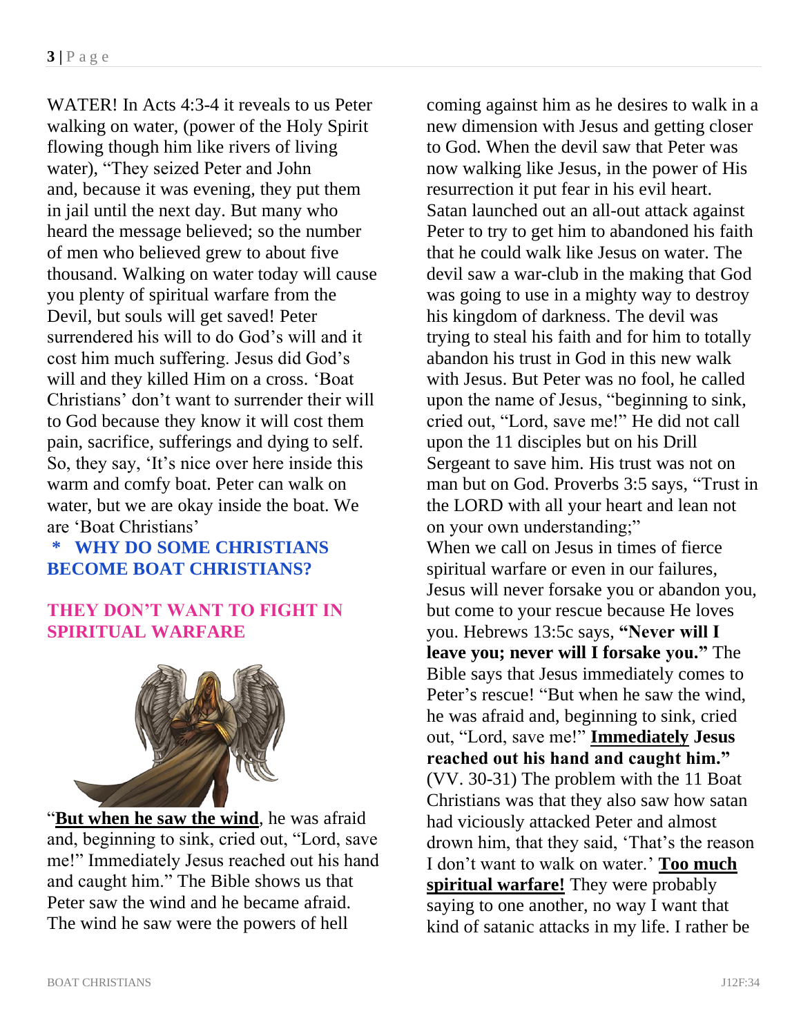WATER! In Acts 4:3-4 it reveals to us Peter walking on water, (power of the Holy Spirit flowing though him like rivers of living water), "They seized Peter and John and, because it was evening, they put them in jail until the next day. But many who heard the message believed; so the number of men who believed grew to about five thousand. Walking on water today will cause you plenty of spiritual warfare from the Devil, but souls will get saved! Peter surrendered his will to do God's will and it cost him much suffering. Jesus did God's will and they killed Him on a cross. 'Boat Christians' don't want to surrender their will to God because they know it will cost them pain, sacrifice, sufferings and dying to self. So, they say, 'It's nice over here inside this warm and comfy boat. Peter can walk on water, but we are okay inside the boat. We are 'Boat Christians'

**\* WHY DO SOME CHRISTIANS BECOME BOAT CHRISTIANS?**

## THEY DON'T WANT TO FIGHT IN SPIRITUAL WARFARE

"**But when he saw the wind**, he was afraid and, beginning to sink, cried out, "Lord, save me!" Immediately Jesus reached out his hand and caught him." The Bible shows us that Peter saw the wind and he became afraid. The wind he saw were the powers of hell coming against him as he desires to walk in a new dimension with Jesus and getting closer to God. When the devil saw that Peter was now walking like Jesus, in the power of His resurrection it put fear in his evil heart. Satan launched out an all-out attack against Peter to try to get him to abandoned his faith that he could walk like Jesus on water. The devil saw a war-club in the making that God was going to use in a mighty way to destroy his kingdom of darkness. The devil was trying to steal his faith and for him to totally abandon his trust in God in this new walk with Jesus. But Peter was no fool, he called upon the name of Jesus, "beginning to sink, cried out, "Lord, save me!" He did not call upon the 11 disciples but on his Drill Sergeant to save him. His trust was not on man but on God. Proverbs 3:5 says, "Trust in the LORD with all your heart and lean not on your own understanding;"

When we call on Jesus in times of fierce spiritual warfare or even in our failures, Jesus will never forsake you or abandon you, but come to your rescue because He loves you. Hebrews 13:5c says, **"Never will I leave you; never will I forsake you."** The Bible says that Jesus immediately comes to Peter's rescue! "But when he saw the wind, he was afraid and, beginning to sink, cried out, "Lord, save me!" **Immediately Jesus reached out his hand and caught him."** (VV. 30-31) The problem with the 11 Boat Christians was that they also saw how satan had viciously attacked Peter and almost drown him, that they said, 'That's the reason I don't want to walk on water.' **Too much spiritual warfare!** They were probably saying to one another, no way I want that kind of satanic attacks in my life. I rather be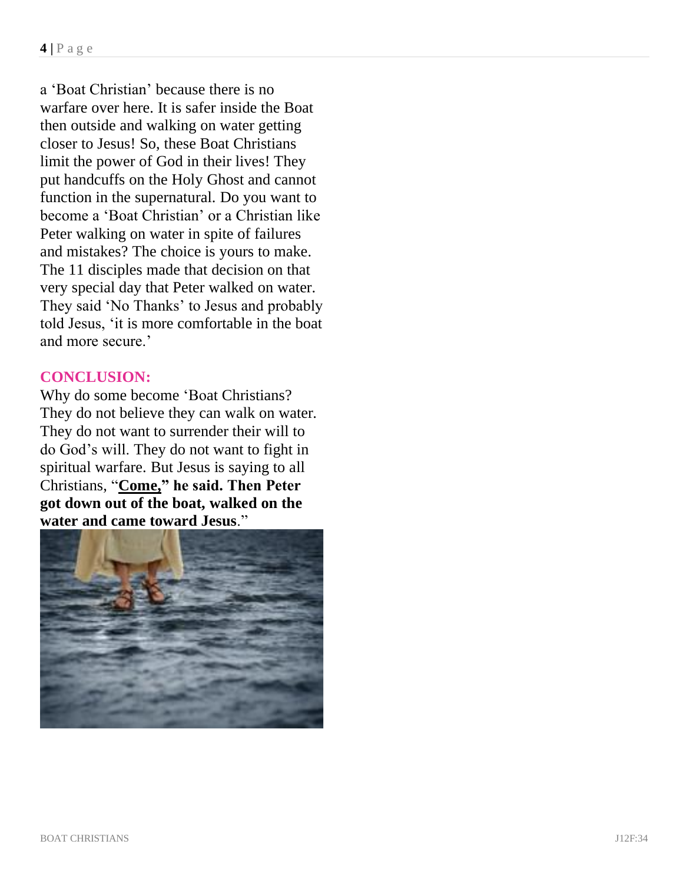a 'Boat Christian' because there is no warfare over here. It is safer inside the Boat then outside and walking on water getting closer to Jesus! So, these Boat Christians limit the power of God in their lives! They put handcuffs on the Holy Ghost and cannot function in the supernatural. Do you want to become a 'Boat Christian' or a Christian like Peter walking on water in spite of failures and mistakes? The choice is yours to make. The 11 disciples made that decision on that very special day that Peter walked on water. They said 'No Thanks' to Jesus and probably told Jesus, 'it is more comfortable in the boat and more secure.'

## CONCLUSION:

Why do some become 'Boat Christians? They do not believe they can walk on water. They do not want to surrender their will to do God's will. They do not want to fight in spiritual warfare. But Jesus is saying to all Christians, "**<u>Come,</u>" he said. Then Peter got down out of the boat, walked on the water and came toward Jesus**."